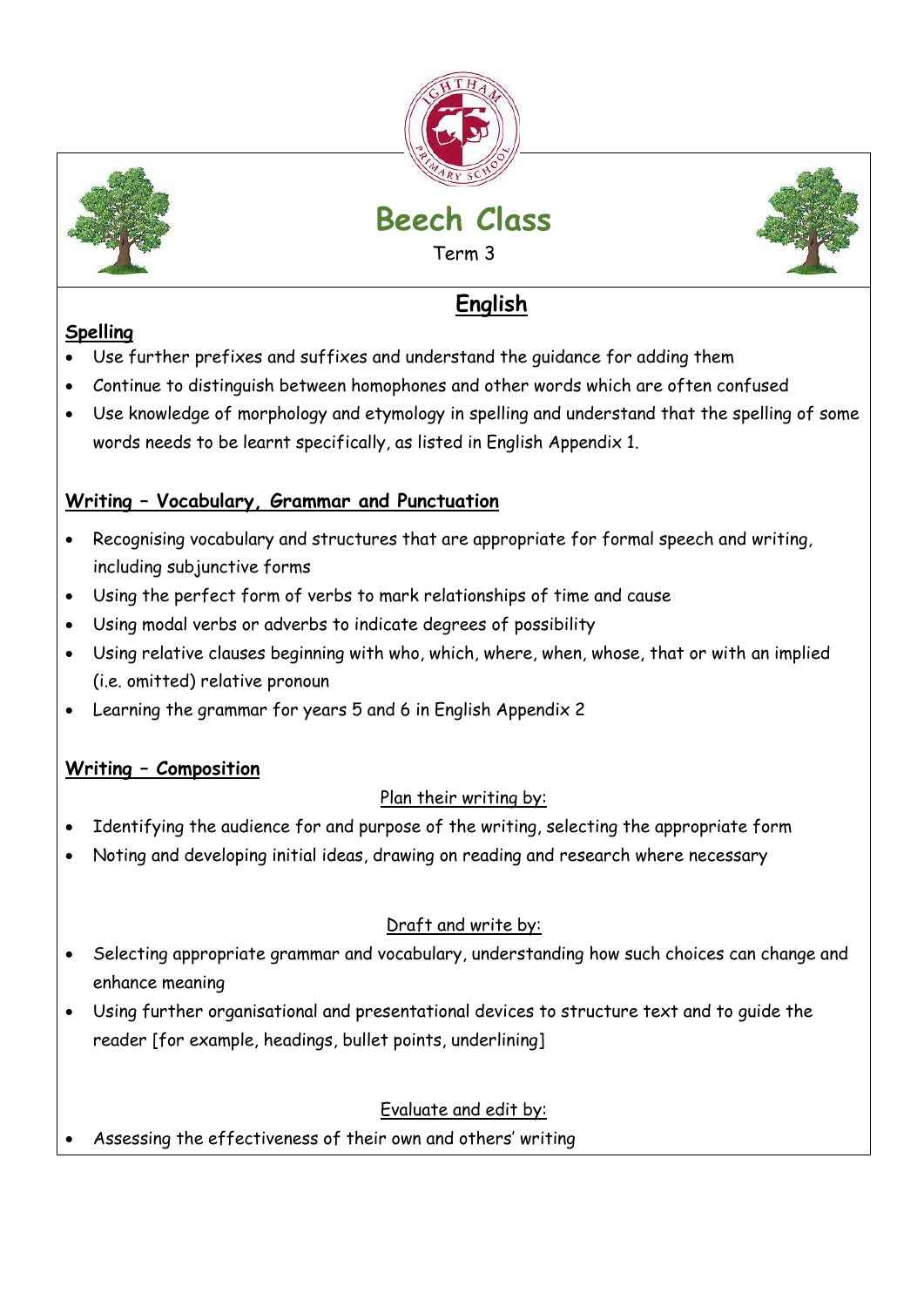# Beech Class

Term 3

## English

### Spelling

- Use further prefixes and suffixes and understand the guidance for adding them
- Continue to distinguish between homophones and other words which are often confused
- Use knowledge of morphology and etymology in spelling and understand that the spelling of some words needs to be learnt specifically, as listed in English Appendix 1.

### Writing – Vocabulary, Grammar and Punctuation

- Recognising vocabulary and structures that are appropriate for formal speech and writing, including subjunctive forms
- Using the perfect form of verbs to mark relationships of time and cause
- Using modal verbs or adverbs to indicate degrees of possibility
- Using relative clauses beginning with who, which, where, when, whose, that or with an implied (i.e. omitted) relative pronoun
- Learning the grammar for years 5 and 6 in English Appendix 2

### Writing – Composition

Plan their writing by:

- Identifying the audience for and purpose of the writing, selecting the appropriate form
- Noting and developing initial ideas, drawing on reading and research where necessary

Draft and write by:

- Selecting appropriate grammar and vocabulary, understanding how such choices can change and enhance meaning
- Using further organisational and presentational devices to structure text and to guide the reader [for example, headings, bullet points, underlining]

Evaluate and edit by:

- Assessing the effectiveness of their own and others' writing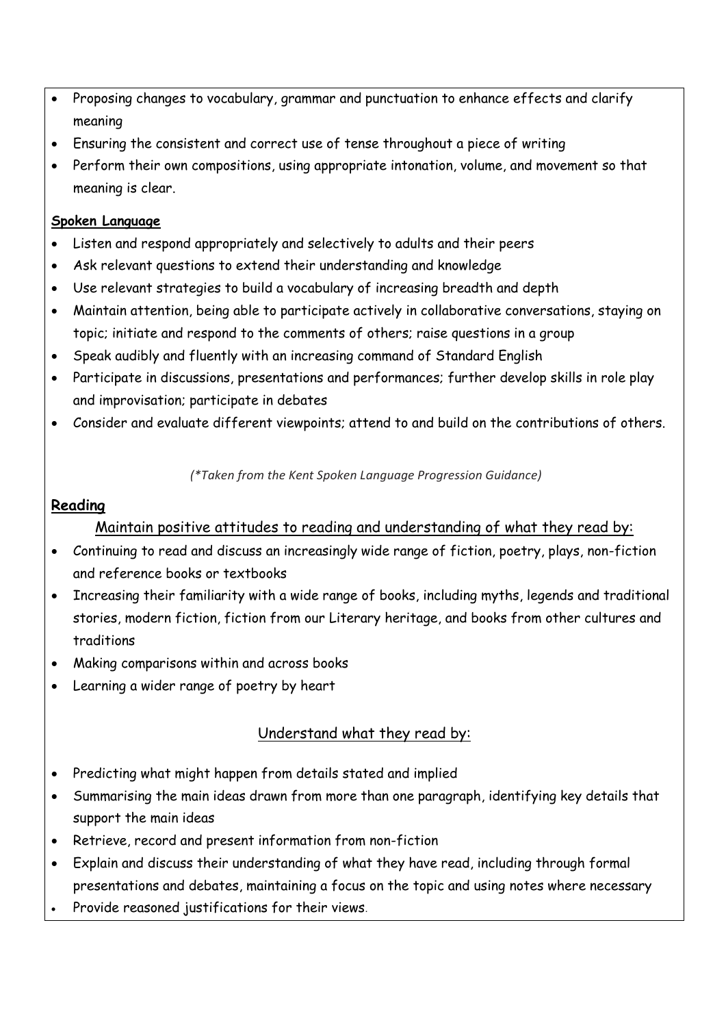- Proposing changes to vocabulary, grammar and punctuation to enhance effects and clarify meaning
- Ensuring the consistent and correct use of tense throughout a piece of writing
- Perform their own compositions, using appropriate intonation, volume, and movement so that meaning is clear.

**Spoken Language**

- Listen and respond appropriately and selectively to adults and their peers
- Ask relevant questions to extend their understanding and knowledge
- Use relevant strategies to build a vocabulary of increasing breadth and depth
- Maintain attention, being able to participate actively in collaborative conversations, staying on topic; initiate and respond to the comments of others; raise questions in a group
- Speak audibly and fluently with an increasing command of Standard English
- Participate in discussions, presentations and performances; further develop skills in role play and improvisation; participate in debates
- Consider and evaluate different viewpoints; attend to and build on the contributions of others.

*(\*Taken from the Kent Spoken Language Progression Guidance)*

## Reading

Maintain positive attitudes to reading and understanding of what they read by:

- Continuing to read and discuss an increasingly wide range of fiction, poetry, plays, non-fiction and reference books or textbooks
- Increasing their familiarity with a wide range of books, including myths, legends and traditional stories, modern fiction, fiction from our Literary heritage, and books from other cultures and traditions
- Making comparisons within and across books
- Learning a wider range of poetry by heart

Understand what they read by:

- Predicting what might happen from details stated and implied
- Summarising the main ideas drawn from more than one paragraph, identifying key details that support the main ideas
- Retrieve, record and present information from non-fiction
- Explain and discuss their understanding of what they have read, including through formal presentations and debates, maintaining a focus on the topic and using notes where necessary
- Provide reasoned justifications for their views.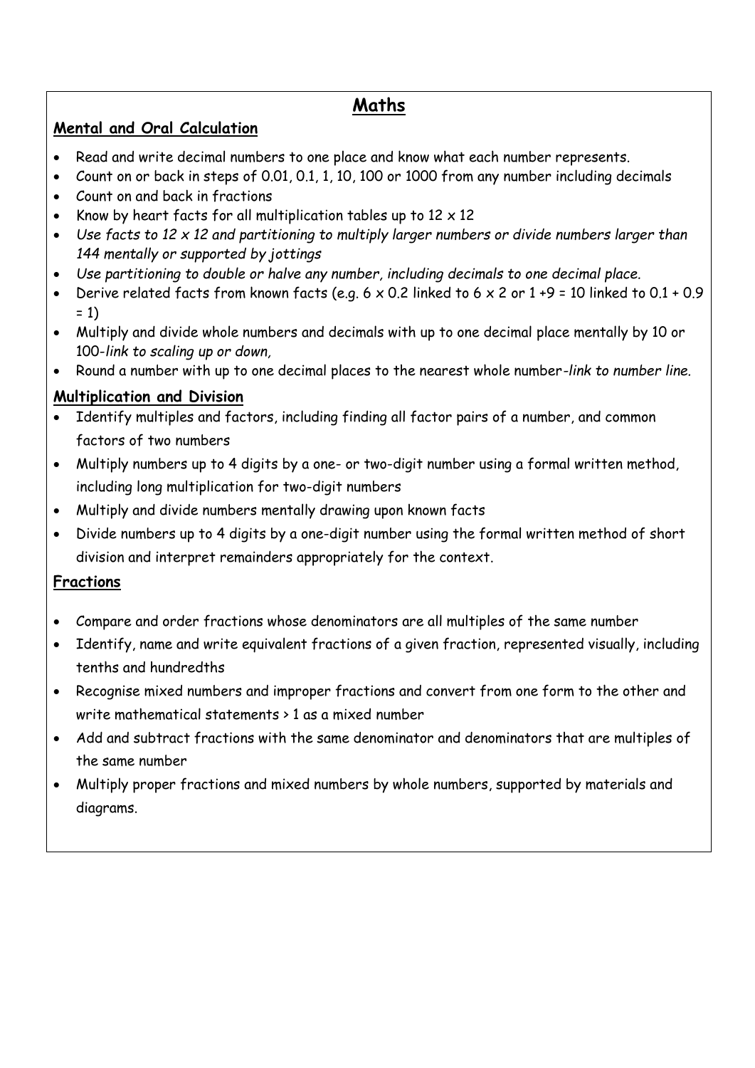# Maths

## Mental and Oral Calculation

- Read and write decimal numbers to one place and know what each number represents.
- Count on or back in steps of 0.01, 0.1, 1, 10, 100 or 1000 from any number including decimals
- Count on and back in fractions
- Know by heart facts for all multiplication tables up to $12 \times 12$
- *Use facts to $12 \times 12$ and partitioning to multiply larger numbers or divide numbers larger than 144 mentally or supported by jottings*
- *Use partitioning to double or halve any number, including decimals to one decimal place.*
- Derive related facts from known facts (e.g. $6 \times 0.2$ linked to $6 \times 2$ or $1 + 9 = 10$ linked to $0.1 + 0.9 = 1$)
- Multiply and divide whole numbers and decimals with up to one decimal place mentally by 10 or 100-*link to scaling up or down,*
- Round a number with up to one decimal places to the nearest whole number-*link to number line.*

## Multiplication and Division

- Identify multiples and factors, including finding all factor pairs of a number, and common factors of two numbers
- Multiply numbers up to 4 digits by a one- or two-digit number using a formal written method, including long multiplication for two-digit numbers
- Multiply and divide numbers mentally drawing upon known facts
- Divide numbers up to 4 digits by a one-digit number using the formal written method of short division and interpret remainders appropriately for the context.

## Fractions

- Compare and order fractions whose denominators are all multiples of the same number
- Identify, name and write equivalent fractions of a given fraction, represented visually, including tenths and hundredths
- Recognise mixed numbers and improper fractions and convert from one form to the other and write mathematical statements $> 1$ as a mixed number
- Add and subtract fractions with the same denominator and denominators that are multiples of the same number
- Multiply proper fractions and mixed numbers by whole numbers, supported by materials and diagrams.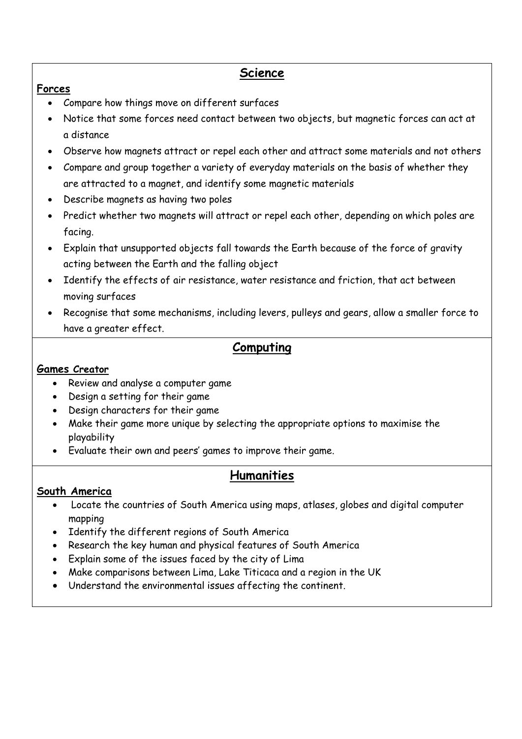## Science

### Forces

- Compare how things move on different surfaces
- Notice that some forces need contact between two objects, but magnetic forces can act at a distance
- Observe how magnets attract or repel each other and attract some materials and not others
- Compare and group together a variety of everyday materials on the basis of whether they are attracted to a magnet, and identify some magnetic materials
- Describe magnets as having two poles
- Predict whether two magnets will attract or repel each other, depending on which poles are facing.
- Explain that unsupported objects fall towards the Earth because of the force of gravity acting between the Earth and the falling object
- Identify the effects of air resistance, water resistance and friction, that act between moving surfaces
- Recognise that some mechanisms, including levers, pulleys and gears, allow a smaller force to have a greater effect.

## Computing

### Games Creator

- Review and analyse a computer game
- Design a setting for their game
- Design characters for their game
- Make their game more unique by selecting the appropriate options to maximise the playability
- Evaluate their own and peers' games to improve their game.

## Humanities

### South America

- Locate the countries of South America using maps, atlases, globes and digital computer mapping
- Identify the different regions of South America
- Research the key human and physical features of South America
- Explain some of the issues faced by the city of Lima
- Make comparisons between Lima, Lake Titicaca and a region in the UK
- Understand the environmental issues affecting the continent.